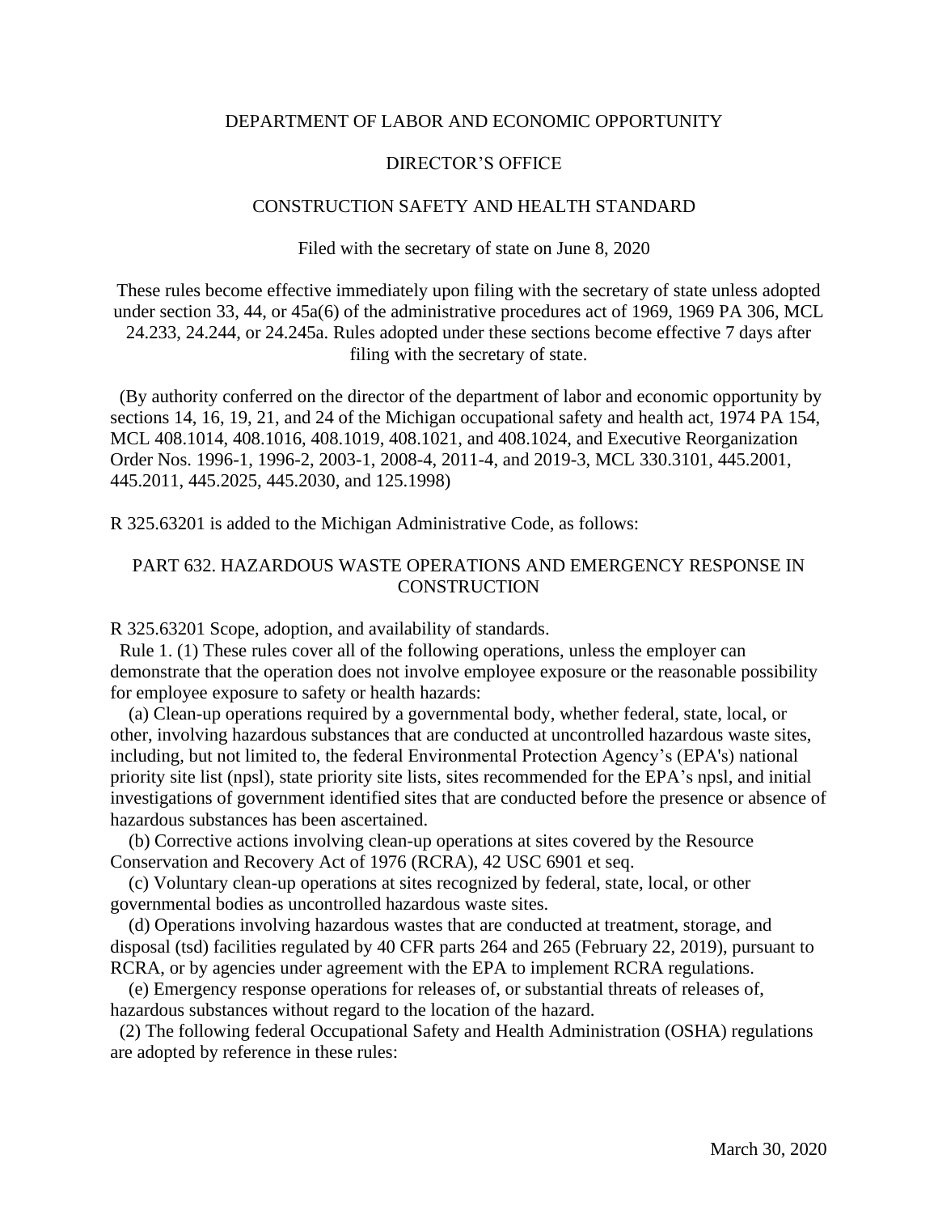DEPARTMENT OF LABOR AND ECONOMIC OPPORTUNITY

DIRECTOR'S OFFICE

CONSTRUCTION SAFETY AND HEALTH STANDARD

Filed with the secretary of state on June 8, 2020

These rules become effective immediately upon filing with the secretary of state unless adopted under section 33, 44, or 45a(6) of the administrative procedures act of 1969, 1969 PA 306, MCL 24.233, 24.244, or 24.245a. Rules adopted under these sections become effective 7 days after filing with the secretary of state.

(By authority conferred on the director of the department of labor and economic opportunity by sections 14, 16, 19, 21, and 24 of the Michigan occupational safety and health act, 1974 PA 154, MCL 408.1014, 408.1016, 408.1019, 408.1021, and 408.1024, and Executive Reorganization Order Nos. 1996-1, 1996-2, 2003-1, 2008-4, 2011-4, and 2019-3, MCL 330.3101, 445.2001, 445.2011, 445.2025, 445.2030, and 125.1998)

R 325.63201 is added to the Michigan Administrative Code, as follows:

## PART 632. HAZARDOUS WASTE OPERATIONS AND EMERGENCY RESPONSE IN CONSTRUCTION

R 325.63201 Scope, adoption, and availability of standards.

Rule 1. (1) These rules cover all of the following operations, unless the employer can demonstrate that the operation does not involve employee exposure or the reasonable possibility for employee exposure to safety or health hazards:

(a) Clean-up operations required by a governmental body, whether federal, state, local, or other, involving hazardous substances that are conducted at uncontrolled hazardous waste sites, including, but not limited to, the federal Environmental Protection Agency's (EPA's) national priority site list (npsl), state priority site lists, sites recommended for the EPA's npsl, and initial investigations of government identified sites that are conducted before the presence or absence of hazardous substances has been ascertained.

(b) Corrective actions involving clean-up operations at sites covered by the Resource Conservation and Recovery Act of 1976 (RCRA), 42 USC 6901 et seq.

(c) Voluntary clean-up operations at sites recognized by federal, state, local, or other governmental bodies as uncontrolled hazardous waste sites.

(d) Operations involving hazardous wastes that are conducted at treatment, storage, and disposal (tsd) facilities regulated by 40 CFR parts 264 and 265 (February 22, 2019), pursuant to RCRA, or by agencies under agreement with the EPA to implement RCRA regulations.

(e) Emergency response operations for releases of, or substantial threats of releases of, hazardous substances without regard to the location of the hazard.

(2) The following federal Occupational Safety and Health Administration (OSHA) regulations are adopted by reference in these rules:

March 30, 2020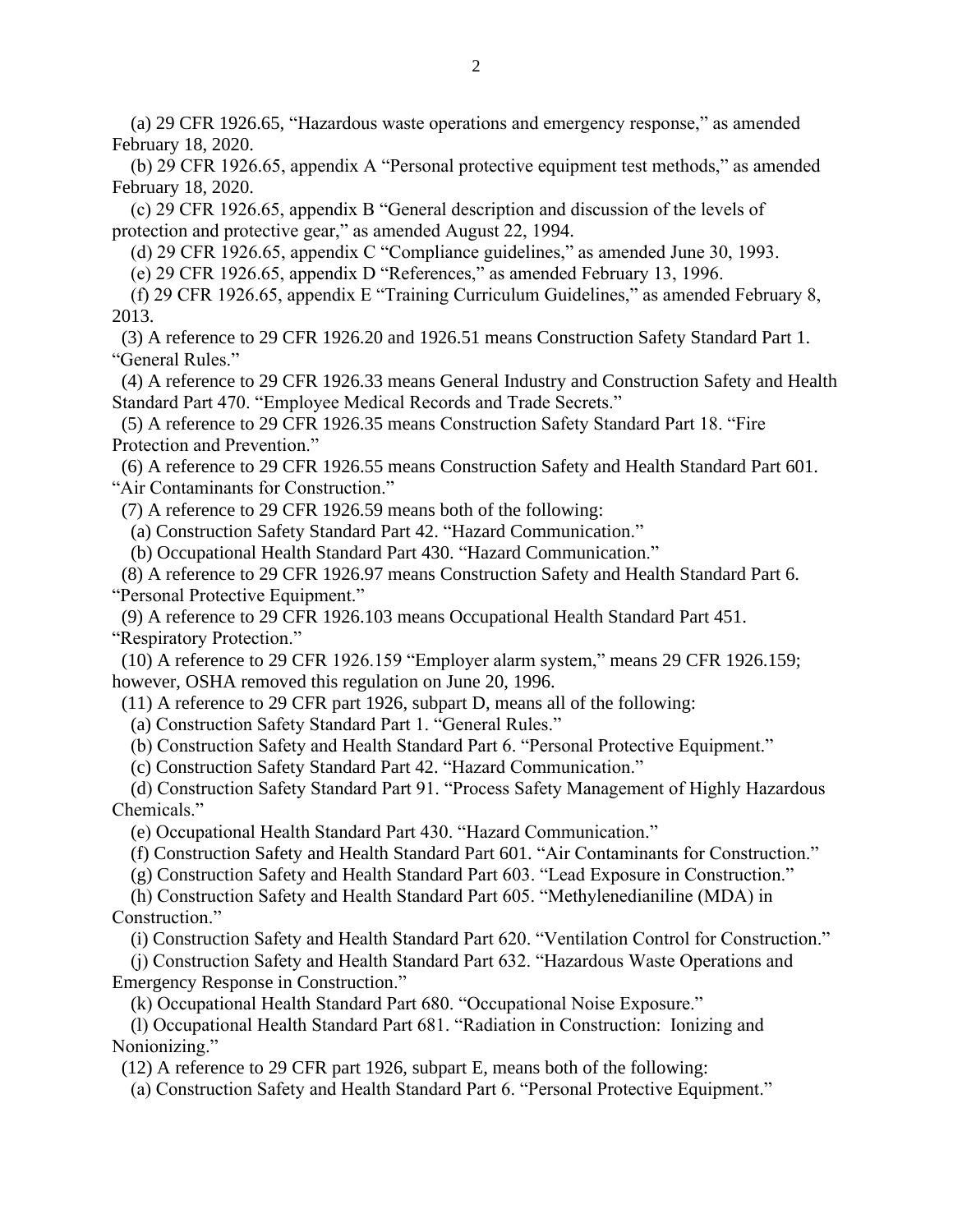(a) 29 CFR 1926.65, "Hazardous waste operations and emergency response," as amended February 18, 2020.

(b) 29 CFR 1926.65, appendix A "Personal protective equipment test methods," as amended February 18, 2020.

(c) 29 CFR 1926.65, appendix B "General description and discussion of the levels of protection and protective gear," as amended August 22, 1994.

(d) 29 CFR 1926.65, appendix C "Compliance guidelines," as amended June 30, 1993.

(e) 29 CFR 1926.65, appendix D "References," as amended February 13, 1996.

(f) 29 CFR 1926.65, appendix E "Training Curriculum Guidelines," as amended February 8, 2013.

(3) A reference to 29 CFR 1926.20 and 1926.51 means Construction Safety Standard Part 1. "General Rules."

(4) A reference to 29 CFR 1926.33 means General Industry and Construction Safety and Health Standard Part 470. "Employee Medical Records and Trade Secrets."

(5) A reference to 29 CFR 1926.35 means Construction Safety Standard Part 18. "Fire Protection and Prevention."

(6) A reference to 29 CFR 1926.55 means Construction Safety and Health Standard Part 601. "Air Contaminants for Construction."

(7) A reference to 29 CFR 1926.59 means both of the following:

(a) Construction Safety Standard Part 42. "Hazard Communication."

(b) Occupational Health Standard Part 430. "Hazard Communication."

(8) A reference to 29 CFR 1926.97 means Construction Safety and Health Standard Part 6. "Personal Protective Equipment."

(9) A reference to 29 CFR 1926.103 means Occupational Health Standard Part 451. "Respiratory Protection."

(10) A reference to 29 CFR 1926.159 "Employer alarm system," means 29 CFR 1926.159; however, OSHA removed this regulation on June 20, 1996.

(11) A reference to 29 CFR part 1926, subpart D, means all of the following:

(a) Construction Safety Standard Part 1. "General Rules."

(b) Construction Safety and Health Standard Part 6. "Personal Protective Equipment."

(c) Construction Safety Standard Part 42. "Hazard Communication."

(d) Construction Safety Standard Part 91. "Process Safety Management of Highly Hazardous Chemicals."

(e) Occupational Health Standard Part 430. "Hazard Communication."

(f) Construction Safety and Health Standard Part 601. "Air Contaminants for Construction."

(g) Construction Safety and Health Standard Part 603. "Lead Exposure in Construction."

(h) Construction Safety and Health Standard Part 605. "Methylenedianiline (MDA) in Construction."

(i) Construction Safety and Health Standard Part 620. "Ventilation Control for Construction."

(j) Construction Safety and Health Standard Part 632. "Hazardous Waste Operations and Emergency Response in Construction."

(k) Occupational Health Standard Part 680. "Occupational Noise Exposure."

(l) Occupational Health Standard Part 681. "Radiation in Construction: Ionizing and Nonionizing."

(12) A reference to 29 CFR part 1926, subpart E, means both of the following:

(a) Construction Safety and Health Standard Part 6. "Personal Protective Equipment."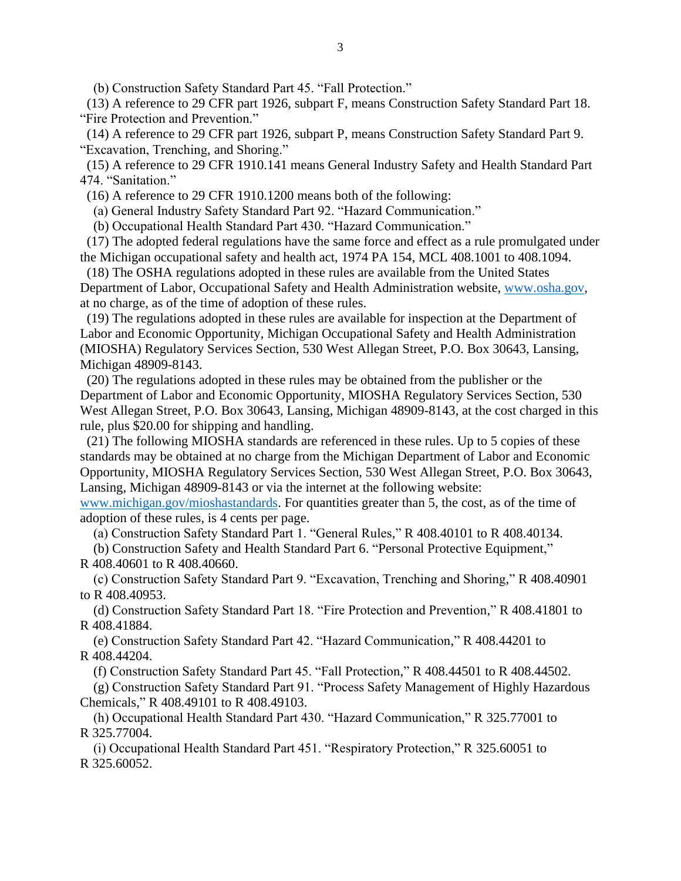(b) Construction Safety Standard Part 45. "Fall Protection."

(13) A reference to 29 CFR part 1926, subpart F, means Construction Safety Standard Part 18. "Fire Protection and Prevention."

(14) A reference to 29 CFR part 1926, subpart P, means Construction Safety Standard Part 9. "Excavation, Trenching, and Shoring."

(15) A reference to 29 CFR 1910.141 means General Industry Safety and Health Standard Part 474. "Sanitation."

(16) A reference to 29 CFR 1910.1200 means both of the following:

(a) General Industry Safety Standard Part 92. "Hazard Communication."

(b) Occupational Health Standard Part 430. "Hazard Communication."

(17) The adopted federal regulations have the same force and effect as a rule promulgated under the Michigan occupational safety and health act, 1974 PA 154, MCL 408.1001 to 408.1094.

(18) The OSHA regulations adopted in these rules are available from the United States Department of Labor, Occupational Safety and Health Administration website, [www.osha.gov](http://www.osha.gov), at no charge, as of the time of adoption of these rules.

(19) The regulations adopted in these rules are available for inspection at the Department of Labor and Economic Opportunity, Michigan Occupational Safety and Health Administration (MIOSHA) Regulatory Services Section, 530 West Allegan Street, P.O. Box 30643, Lansing, Michigan 48909-8143.

(20) The regulations adopted in these rules may be obtained from the publisher or the Department of Labor and Economic Opportunity, MIOSHA Regulatory Services Section, 530 West Allegan Street, P.O. Box 30643, Lansing, Michigan 48909-8143, at the cost charged in this rule, plus $20.00 for shipping and handling.

(21) The following MIOSHA standards are referenced in these rules. Up to 5 copies of these standards may be obtained at no charge from the Michigan Department of Labor and Economic Opportunity, MIOSHA Regulatory Services Section, 530 West Allegan Street, P.O. Box 30643, Lansing, Michigan 48909-8143 or via the internet at the following website: [www.michigan.gov/mioshastandards](http://www.michigan.gov/mioshastandards). For quantities greater than 5, the cost, as of the time of adoption of these rules, is 4 cents per page.

(a) Construction Safety Standard Part 1. "General Rules," R 408.40101 to R 408.40134.

(b) Construction Safety and Health Standard Part 6. "Personal Protective Equipment," R 408.40601 to R 408.40660.

(c) Construction Safety Standard Part 9. "Excavation, Trenching and Shoring," R 408.40901 to R 408.40953.

(d) Construction Safety Standard Part 18. "Fire Protection and Prevention," R 408.41801 to R 408.41884.

(e) Construction Safety Standard Part 42. "Hazard Communication," R 408.44201 to R 408.44204.

(f) Construction Safety Standard Part 45. "Fall Protection," R 408.44501 to R 408.44502.

(g) Construction Safety Standard Part 91. "Process Safety Management of Highly Hazardous Chemicals," R 408.49101 to R 408.49103.

(h) Occupational Health Standard Part 430. "Hazard Communication," R 325.77001 to R 325.77004.

(i) Occupational Health Standard Part 451. "Respiratory Protection," R 325.60051 to R 325.60052.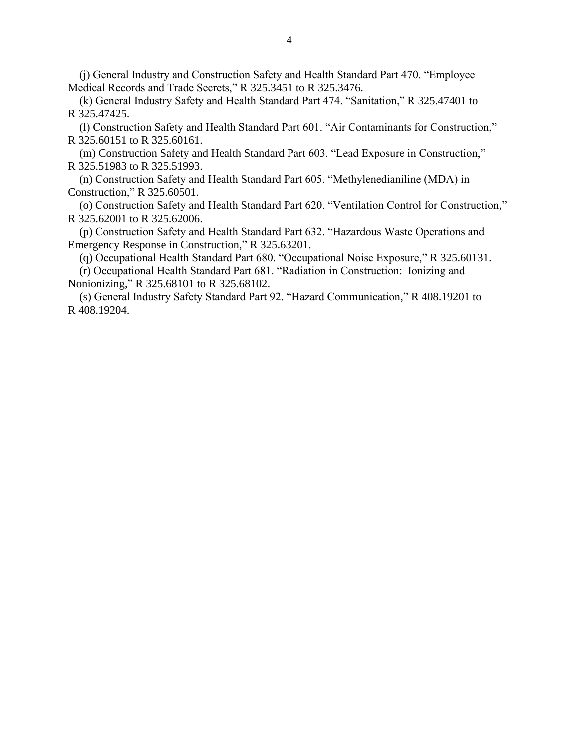(j) General Industry and Construction Safety and Health Standard Part 470. "Employee Medical Records and Trade Secrets," R 325.3451 to R 325.3476.

(k) General Industry Safety and Health Standard Part 474. "Sanitation," R 325.47401 to R 325.47425.

(l) Construction Safety and Health Standard Part 601. "Air Contaminants for Construction," R 325.60151 to R 325.60161.

(m) Construction Safety and Health Standard Part 603. "Lead Exposure in Construction," R 325.51983 to R 325.51993.

(n) Construction Safety and Health Standard Part 605. "Methylenedianiline (MDA) in Construction," R 325.60501.

(o) Construction Safety and Health Standard Part 620. "Ventilation Control for Construction," R 325.62001 to R 325.62006.

(p) Construction Safety and Health Standard Part 632. "Hazardous Waste Operations and Emergency Response in Construction," R 325.63201.

(q) Occupational Health Standard Part 680. "Occupational Noise Exposure," R 325.60131.

(r) Occupational Health Standard Part 681. "Radiation in Construction: Ionizing and Nonionizing," R 325.68101 to R 325.68102.

(s) General Industry Safety Standard Part 92. "Hazard Communication," R 408.19201 to R 408.19204.